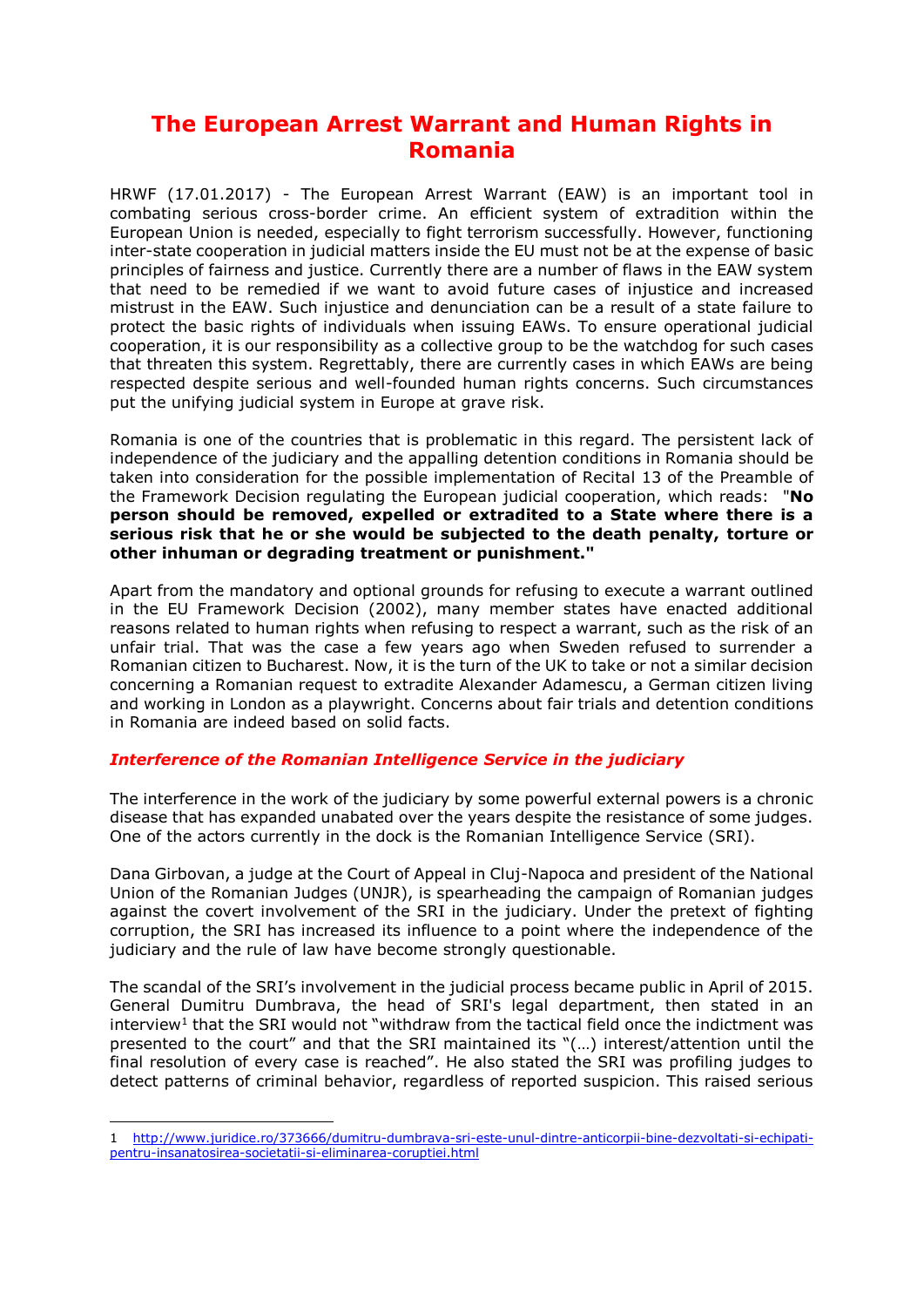# The European Arrest Warrant and Human Rights in Romania

HRWF (17.01.2017) - The European Arrest Warrant (EAW) is an important tool in combating serious cross-border crime. An efficient system of extradition within the European Union is needed, especially to fight terrorism successfully. However, functioning inter-state cooperation in judicial matters inside the EU must not be at the expense of basic principles of fairness and justice. Currently there are a number of flaws in the EAW system that need to be remedied if we want to avoid future cases of injustice and increased mistrust in the EAW. Such injustice and denunciation can be a result of a state failure to protect the basic rights of individuals when issuing EAWs. To ensure operational judicial cooperation, it is our responsibility as a collective group to be the watchdog for such cases that threaten this system. Regrettably, there are currently cases in which EAWs are being respected despite serious and well-founded human rights concerns. Such circumstances put the unifying judicial system in Europe at grave risk.

Romania is one of the countries that is problematic in this regard. The persistent lack of independence of the judiciary and the appalling detention conditions in Romania should be taken into consideration for the possible implementation of Recital 13 of the Preamble of the Framework Decision regulating the European judicial cooperation, which reads: "**No person should be removed, expelled or extradited to a State where there is a serious risk that he or she would be subjected to the death penalty, torture or other inhuman or degrading treatment or punishment."**

Apart from the mandatory and optional grounds for refusing to execute a warrant outlined in the EU Framework Decision (2002), many member states have enacted additional reasons related to human rights when refusing to respect a warrant, such as the risk of an unfair trial. That was the case a few years ago when Sweden refused to surrender a Romanian citizen to Bucharest. Now, it is the turn of the UK to take or not a similar decision concerning a Romanian request to extradite Alexander Adamescu, a German citizen living and working in London as a playwright. Concerns about fair trials and detention conditions in Romania are indeed based on solid facts.

### *Interference of the Romanian Intelligence Service in the judiciary*

The interference in the work of the judiciary by some powerful external powers is a chronic disease that has expanded unabated over the years despite the resistance of some judges. One of the actors currently in the dock is the Romanian Intelligence Service (SRI).

Dana Girbovan, a judge at the Court of Appeal in Cluj-Napoca and president of the National Union of the Romanian Judges (UNJR), is spearheading the campaign of Romanian judges against the covert involvement of the SRI in the judiciary. Under the pretext of fighting corruption, the SRI has increased its influence to a point where the independence of the judiciary and the rule of law have become strongly questionable.

The scandal of the SRI's involvement in the judicial process became public in April of 2015. General Dumitru Dumbrava, the head of SRI's legal department, then stated in an interview[1] that the SRI would not "withdraw from the tactical field once the indictment was presented to the court" and that the SRI maintained its "(…) interest/attention until the final resolution of every case is reached". He also stated the SRI was profiling judges to detect patterns of criminal behavior, regardless of reported suspicion. This raised serious

---

1 http://www.juridice.ro/373666/dumitru-dumbrava-sri-este-unul-dintre-anticorpii-bine-dezvoltati-si-echipati-pentru-insanatosirea-societatii-si-eliminarea-coruptiei.html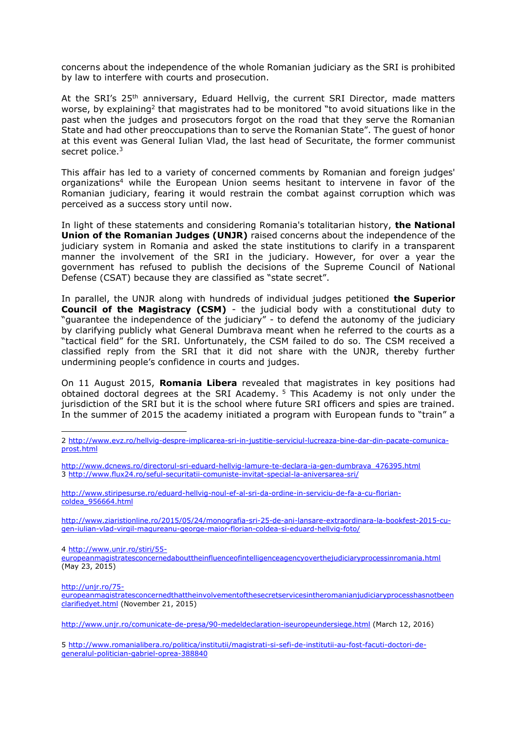concerns about the independence of the whole Romanian judiciary as the SRI is prohibited by law to interfere with courts and prosecution.

At the SRI's 25th anniversary, Eduard Hellvig, the current SRI Director, made matters worse, by explaining[2] that magistrates had to be monitored "to avoid situations like in the past when the judges and prosecutors forgot on the road that they serve the Romanian State and had other preoccupations than to serve the Romanian State". The guest of honor at this event was General Iulian Vlad, the last head of Securitate, the former communist secret police.[3]

This affair has led to a variety of concerned comments by Romanian and foreign judges' organizations[4] while the European Union seems hesitant to intervene in favor of the Romanian judiciary, fearing it would restrain the combat against corruption which was perceived as a success story until now.

In light of these statements and considering Romania's totalitarian history, **the National Union of the Romanian Judges (UNJR)** raised concerns about the independence of the judiciary system in Romania and asked the state institutions to clarify in a transparent manner the involvement of the SRI in the judiciary. However, for over a year the government has refused to publish the decisions of the Supreme Council of National Defense (CSAT) because they are classified as "state secret".

In parallel, the UNJR along with hundreds of individual judges petitioned **the Superior Council of the Magistracy (CSM)** - the judicial body with a constitutional duty to "guarantee the independence of the judiciary" - to defend the autonomy of the judiciary by clarifying publicly what General Dumbrava meant when he referred to the courts as a "tactical field" for the SRI. Unfortunately, the CSM failed to do so. The CSM received a classified reply from the SRI that it did not share with the UNJR, thereby further undermining people's confidence in courts and judges.

On 11 August 2015, **Romania Libera** revealed that magistrates in key positions had obtained doctoral degrees at the SRI Academy.[5] This Academy is not only under the jurisdiction of the SRI but it is the school where future SRI officers and spies are trained. In the summer of 2015 the academy initiated a program with European funds to "train" a

---

2 http://www.evz.ro/hellvig-despre-implicarea-sri-in-justitie-serviciul-lucreaza-bine-dar-din-pacate-comunica-prost.html

http://www.dcnews.ro/directorul-sri-eduard-hellvig-lamure-te-declara-ia-gen-dumbrava_476395.html

3 http://www.flux24.ro/seful-securitatii-comuniste-invitat-special-la-aniversarea-sri/

http://www.stiripesurse.ro/eduard-hellvig-noul-ef-al-sri-da-ordine-in-serviciu-de-fa-a-cu-florian-coldea_956664.html

http://www.ziaristionline.ro/2015/05/24/monografia-sri-25-de-ani-lansare-extraordinara-la-bookfest-2015-cu-gen-iulian-vlad-virgil-magureanu-george-maior-florian-coldea-si-eduard-hellvig-foto/

4 http://www.unjr.ro/stiri/55-europeanmagistratesconcernedabouttheinfluenceofintelligenceagencyoverthejudiciaryprocessinromania.html (May 23, 2015)

http://unjr.ro/75-europeanmagistratesconcernedthattheinvolvementofthesecretservicesintheromanianjudiciaryprocesshasnotbeenclarifiedyet.html (November 21, 2015)

http://www.unjr.ro/comunicate-de-presa/90-medeldeclaration-iseuropeundersiege.html (March 12, 2016)

5 http://www.romanialibera.ro/politica/institutii/magistrati-si-sefi-de-institutii-au-fost-facuti-doctori-de-generalul-politician-gabriel-oprea-388840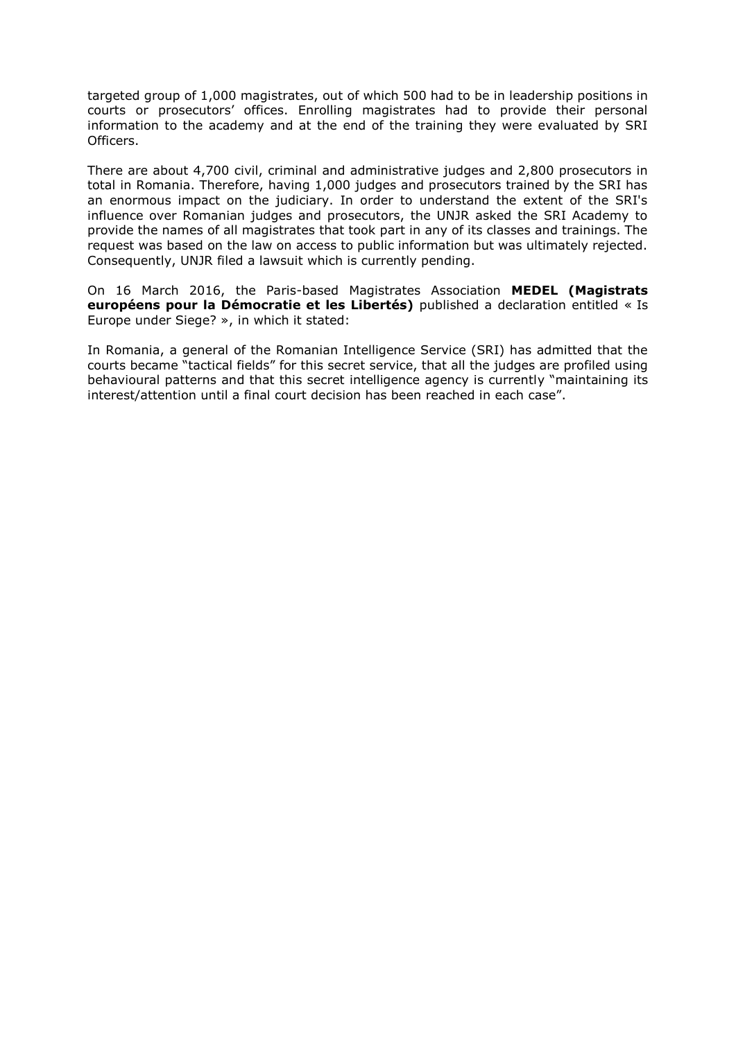targeted group of 1,000 magistrates, out of which 500 had to be in leadership positions in courts or prosecutors' offices. Enrolling magistrates had to provide their personal information to the academy and at the end of the training they were evaluated by SRI Officers.

There are about 4,700 civil, criminal and administrative judges and 2,800 prosecutors in total in Romania. Therefore, having 1,000 judges and prosecutors trained by the SRI has an enormous impact on the judiciary. In order to understand the extent of the SRI's influence over Romanian judges and prosecutors, the UNJR asked the SRI Academy to provide the names of all magistrates that took part in any of its classes and trainings. The request was based on the law on access to public information but was ultimately rejected. Consequently, UNJR filed a lawsuit which is currently pending.

On 16 March 2016, the Paris-based Magistrates Association **MEDEL (Magistrats européens pour la Démocratie et les Libertés)** published a declaration entitled « Is Europe under Siege? », in which it stated:

In Romania, a general of the Romanian Intelligence Service (SRI) has admitted that the courts became "tactical fields" for this secret service, that all the judges are profiled using behavioural patterns and that this secret intelligence agency is currently "maintaining its interest/attention until a final court decision has been reached in each case".